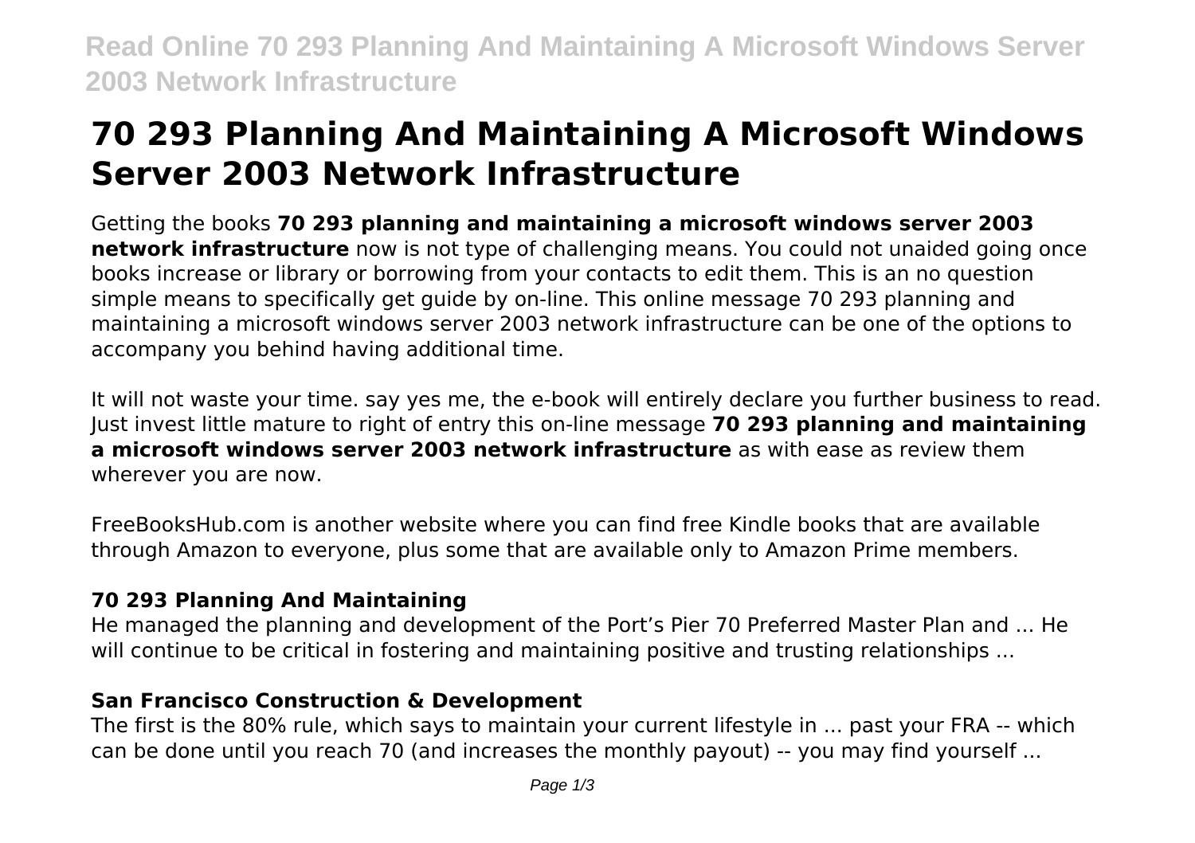# 70 293 Planning And Maintaining A Microsoft Windows Server 2003 Network Infrastructure

Getting the books **70 293 planning and maintaining a microsoft windows server 2003 network infrastructure** now is not type of challenging means. You could not unaided going once books increase or library or borrowing from your contacts to edit them. This is an no question simple means to specifically get guide by on-line. This online message 70 293 planning and maintaining a microsoft windows server 2003 network infrastructure can be one of the options to accompany you behind having additional time.

It will not waste your time. say yes me, the e-book will entirely declare you further business to read. Just invest little mature to right of entry this on-line message **70 293 planning and maintaining a microsoft windows server 2003 network infrastructure** as with ease as review them wherever you are now.

FreeBooksHub.com is another website where you can find free Kindle books that are available through Amazon to everyone, plus some that are available only to Amazon Prime members.

### 70 293 Planning And Maintaining

He managed the planning and development of the Port's Pier 70 Preferred Master Plan and ... He will continue to be critical in fostering and maintaining positive and trusting relationships ...

### San Francisco Construction & Development

The first is the 80% rule, which says to maintain your current lifestyle in ... past your FRA -- which can be done until you reach 70 (and increases the monthly payout) -- you may find yourself ...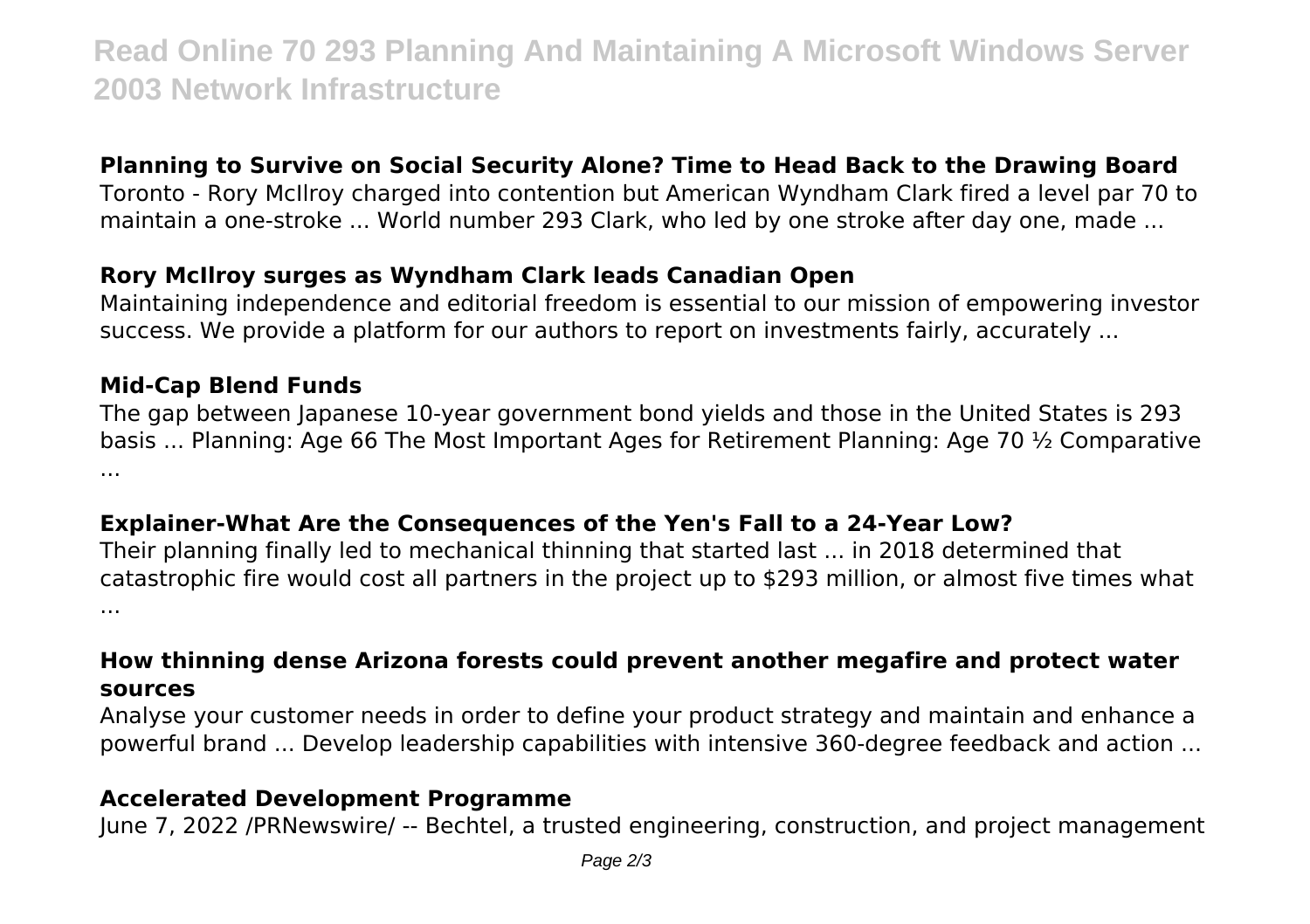### Planning to Survive on Social Security Alone? Time to Head Back to the Drawing Board

Toronto - Rory McIlroy charged into contention but American Wyndham Clark fired a level par 70 to maintain a one-stroke ... World number 293 Clark, who led by one stroke after day one, made ...

### Rory McIlroy surges as Wyndham Clark leads Canadian Open

Maintaining independence and editorial freedom is essential to our mission of empowering investor success. We provide a platform for our authors to report on investments fairly, accurately ...

### Mid-Cap Blend Funds

The gap between Japanese 10-year government bond yields and those in the United States is 293 basis ... Planning: Age 66 The Most Important Ages for Retirement Planning: Age 70 ½ Comparative ...

### Explainer-What Are the Consequences of the Yen's Fall to a 24-Year Low?

Their planning finally led to mechanical thinning that started last ... in 2018 determined that catastrophic fire would cost all partners in the project up to $293 million, or almost five times what ...

### How thinning dense Arizona forests could prevent another megafire and protect water sources

Analyse your customer needs in order to define your product strategy and maintain and enhance a powerful brand ... Develop leadership capabilities with intensive 360-degree feedback and action ...

### Accelerated Development Programme

June 7, 2022 /PRNewswire/ -- Bechtel, a trusted engineering, construction, and project management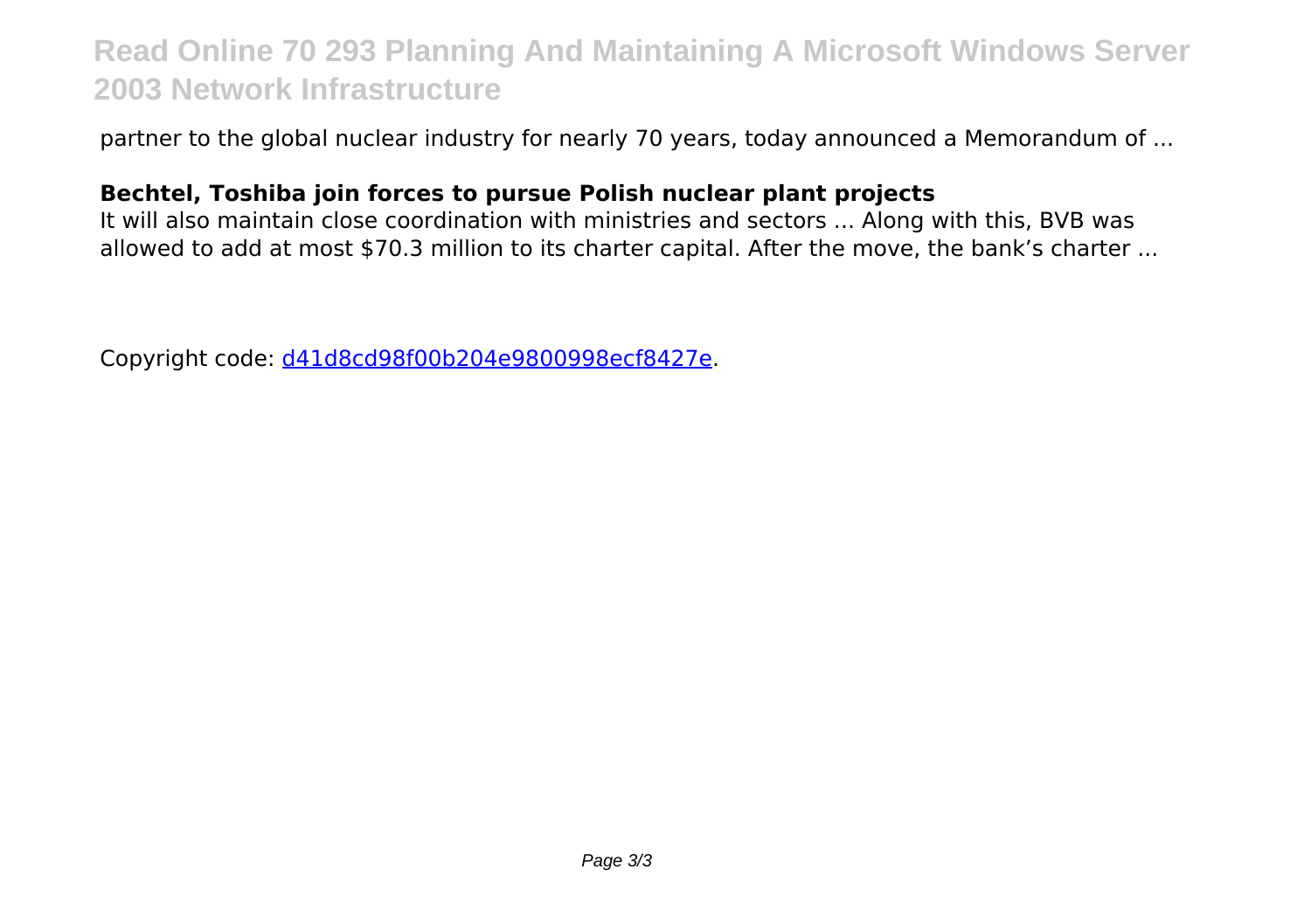partner to the global nuclear industry for nearly 70 years, today announced a Memorandum of ...

**Bechtel, Toshiba join forces to pursue Polish nuclear plant projects**

It will also maintain close coordination with ministries and sectors ... Along with this, BVB was allowed to add at most $70.3 million to its charter capital. After the move, the bank's charter ...

Copyright code: d41d8cd98f00b204e9800998ecf8427e.